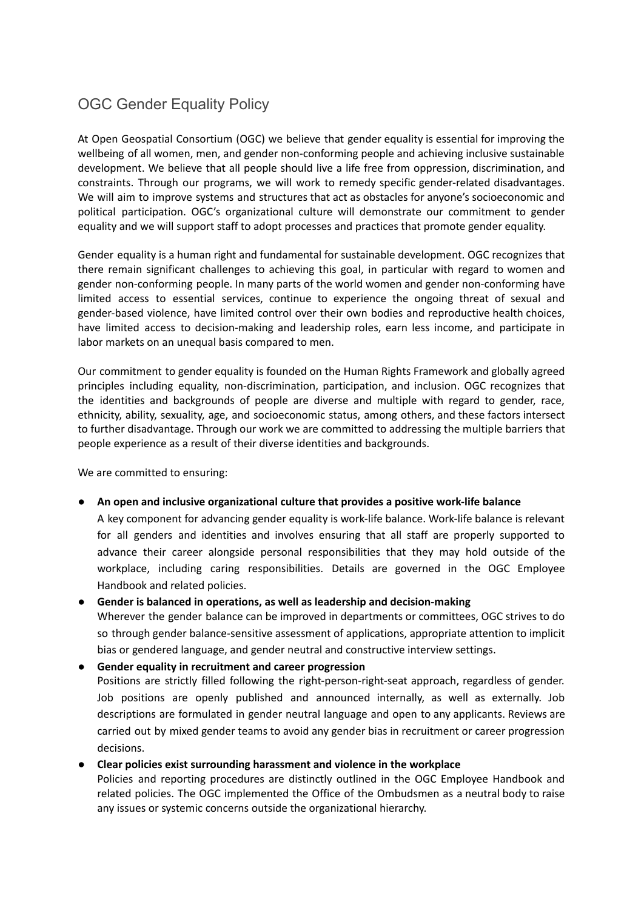# OGC Gender Equality Policy

At Open Geospatial Consortium (OGC) we believe that gender equality is essential for improving the wellbeing of all women, men, and gender non-conforming people and achieving inclusive sustainable development. We believe that all people should live a life free from oppression, discrimination, and constraints. Through our programs, we will work to remedy specific gender-related disadvantages. We will aim to improve systems and structures that act as obstacles for anyone's socioeconomic and political participation. OGC's organizational culture will demonstrate our commitment to gender equality and we will support staff to adopt processes and practices that promote gender equality.

Gender equality is a human right and fundamental for sustainable development. OGC recognizes that there remain significant challenges to achieving this goal, in particular with regard to women and gender non-conforming people. In many parts of the world women and gender non-conforming have limited access to essential services, continue to experience the ongoing threat of sexual and gender-based violence, have limited control over their own bodies and reproductive health choices, have limited access to decision-making and leadership roles, earn less income, and participate in labor markets on an unequal basis compared to men.

Our commitment to gender equality is founded on the Human Rights Framework and globally agreed principles including equality, non-discrimination, participation, and inclusion. OGC recognizes that the identities and backgrounds of people are diverse and multiple with regard to gender, race, ethnicity, ability, sexuality, age, and socioeconomic status, among others, and these factors intersect to further disadvantage. Through our work we are committed to addressing the multiple barriers that people experience as a result of their diverse identities and backgrounds.

We are committed to ensuring:

- **An open and inclusive organizational culture that provides a positive work-life balance**
  A key component for advancing gender equality is work-life balance. Work-life balance is relevant for all genders and identities and involves ensuring that all staff are properly supported to advance their career alongside personal responsibilities that they may hold outside of the workplace, including caring responsibilities. Details are governed in the OGC Employee Handbook and related policies.
- **Gender is balanced in operations, as well as leadership and decision-making**
  Wherever the gender balance can be improved in departments or committees, OGC strives to do so through gender balance-sensitive assessment of applications, appropriate attention to implicit bias or gendered language, and gender neutral and constructive interview settings.
- **Gender equality in recruitment and career progression**
  Positions are strictly filled following the right-person-right-seat approach, regardless of gender. Job positions are openly published and announced internally, as well as externally. Job descriptions are formulated in gender neutral language and open to any applicants. Reviews are carried out by mixed gender teams to avoid any gender bias in recruitment or career progression decisions.
- **Clear policies exist surrounding harassment and violence in the workplace**
  Policies and reporting procedures are distinctly outlined in the OGC Employee Handbook and related policies. The OGC implemented the Office of the Ombudsmen as a neutral body to raise any issues or systemic concerns outside the organizational hierarchy.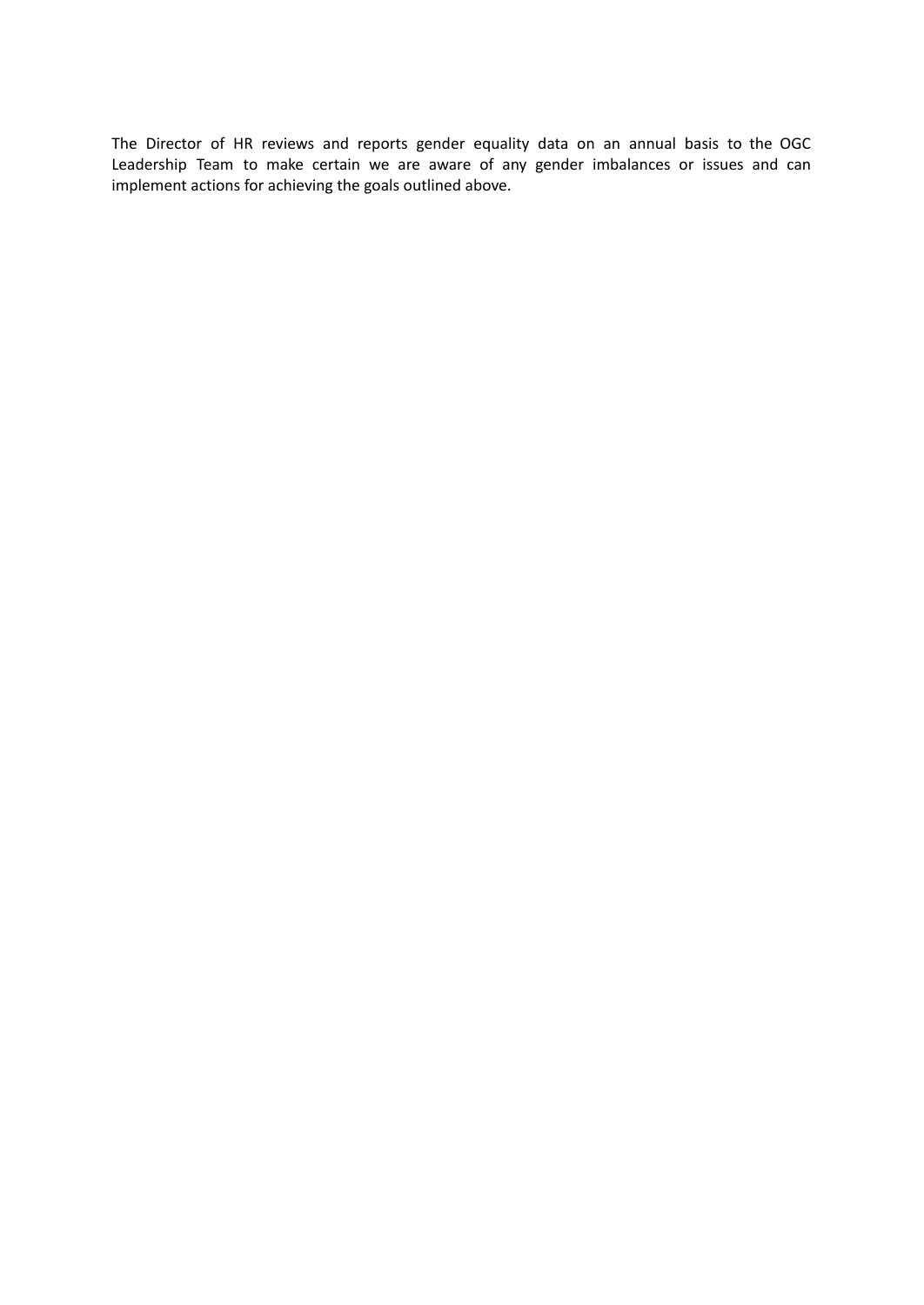The Director of HR reviews and reports gender equality data on an annual basis to the OGC Leadership Team to make certain we are aware of any gender imbalances or issues and can implement actions for achieving the goals outlined above.